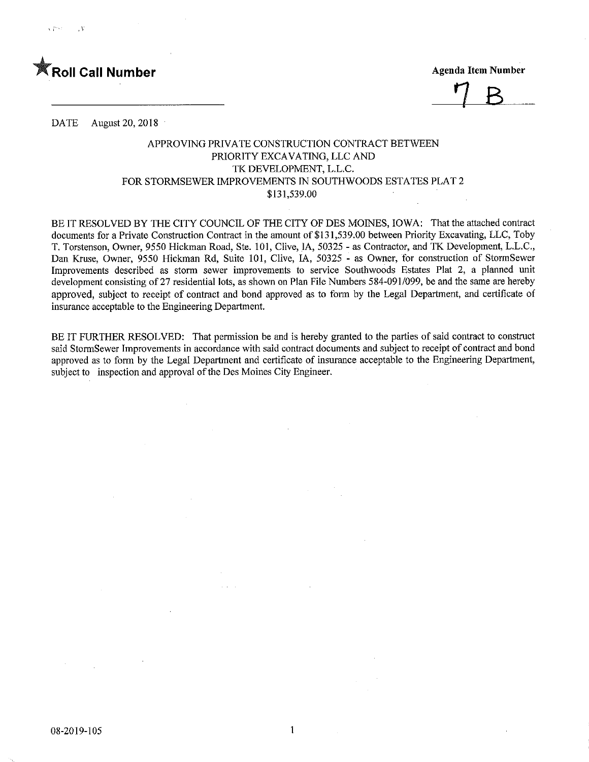**★Roll Call Number**

**Agenda Item Number**

7 B

DATE August 20, 2018

APPROVING PRIVATE CONSTRUCTION CONTRACT BETWEEN
PRIORITY EXCAVATING, LLC AND
TK DEVELOPMENT, L.L.C.
FOR STORMSEWER IMPROVEMENTS IN SOUTHWOODS ESTATES PLAT 2
$131,539.00

BE IT RESOLVED BY THE CITY COUNCIL OF THE CITY OF DES MOINES, IOWA: That the attached contract documents for a Private Construction Contract in the amount of $131,539.00 between Priority Excavating, LLC, Toby T. Torstenson, Owner, 9550 Hickman Road, Ste. 101, Clive, IA, 50325 - as Contractor, and TK Development, L.L.C., Dan Kruse, Owner, 9550 Hickman Rd, Suite 101, Clive, IA, 50325 - as Owner, for construction of StormSewer Improvements described as storm sewer improvements to service Southwoods Estates Plat 2, a planned unit development consisting of 27 residential lots, as shown on Plan File Numbers 584-091/099, be and the same are hereby approved, subject to receipt of contract and bond approved as to form by the Legal Department, and certificate of insurance acceptable to the Engineering Department.

BE IT FURTHER RESOLVED: That permission be and is hereby granted to the parties of said contract to construct said StormSewer Improvements in accordance with said contract documents and subject to receipt of contract and bond approved as to form by the Legal Department and certificate of insurance acceptable to the Engineering Department, subject to inspection and approval of the Des Moines City Engineer.

08-2019-105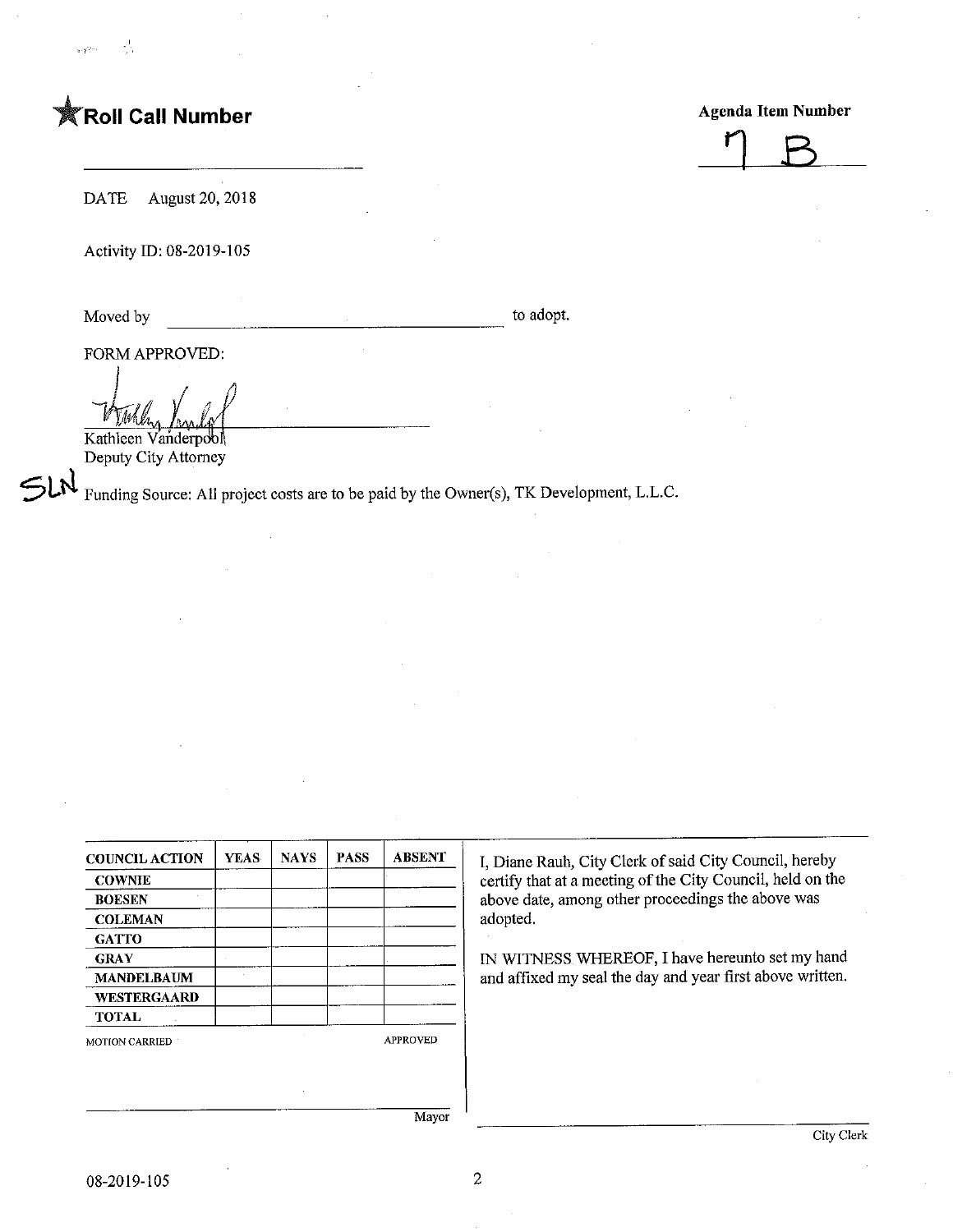★**Roll Call Number**

______________________________

**Agenda Item Number**

7 B

DATE August 20, 2018

Activity ID: 08-2019-105

Moved by ______________________________ to adopt.

FORM APPROVED:

Kathleen Vanderpool
Deputy City Attorney

SLN Funding Source: All project costs are to be paid by the Owner(s), TK Development, L.L.C.

| COUNCIL ACTION | YEAS | NAYS | PASS | ABSENT |
|---|---|---|---|---|
| COWNIE | | | | |
| BOESEN | | | | |
| COLEMAN | | | | |
| GATTO | | | | |
| GRAY | | | | |
| MANDELBAUM | | | | |
| WESTERGAARD | | | | |
| TOTAL | | | | |

MOTION CARRIED APPROVED

______________________________
Mayor

I, Diane Rauh, City Clerk of said City Council, hereby certify that at a meeting of the City Council, held on the above date, among other proceedings the above was adopted.

IN WITNESS WHEREOF, I have hereunto set my hand and affixed my seal the day and year first above written.

______________________________
City Clerk

08-2019-105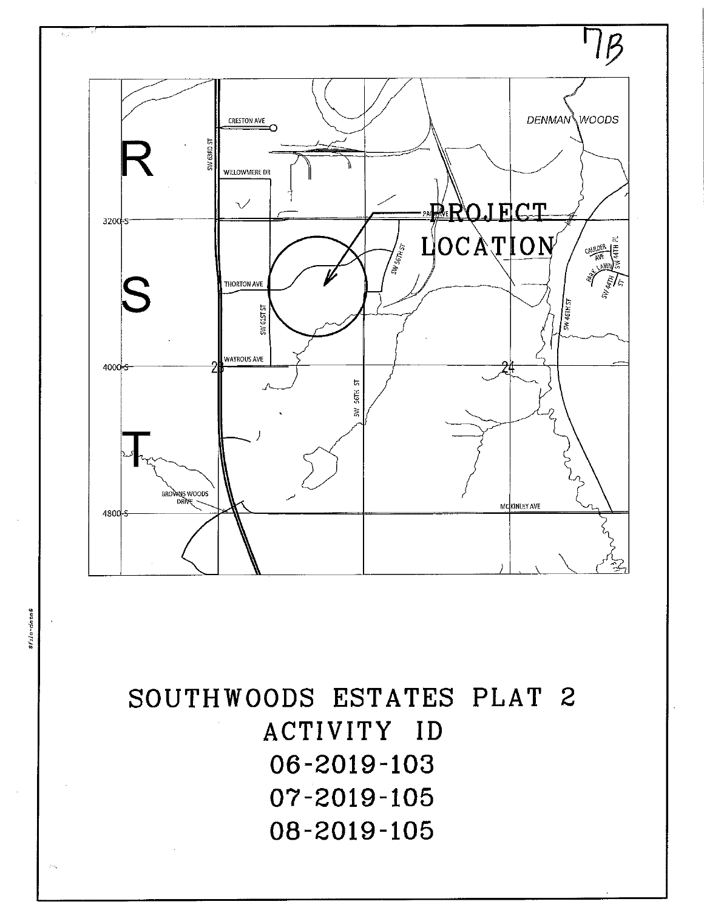7B

R

S

T

CRESTON AVE

SW 63RD ST

WILLOWMERE DR

DENMAN WOODS

3200-S

PARK AVE

PROJECT LOCATION

CAULDER AVE

SW 44TH PL

PARK LAWN

SW 44TH ST

SW 56TH ST

THORTON AVE

SW 61ST ST

SW 46TH ST

WATROUS AVE

4000-S

23

24

SW 56TH ST

BROWNS WOODS DRIVE

MCKINLEY AVE

4800-S

# SOUTHWOODS ESTATES PLAT 2

## ACTIVITY ID

## 06-2019-103

## 07-2019-105

## 08-2019-105